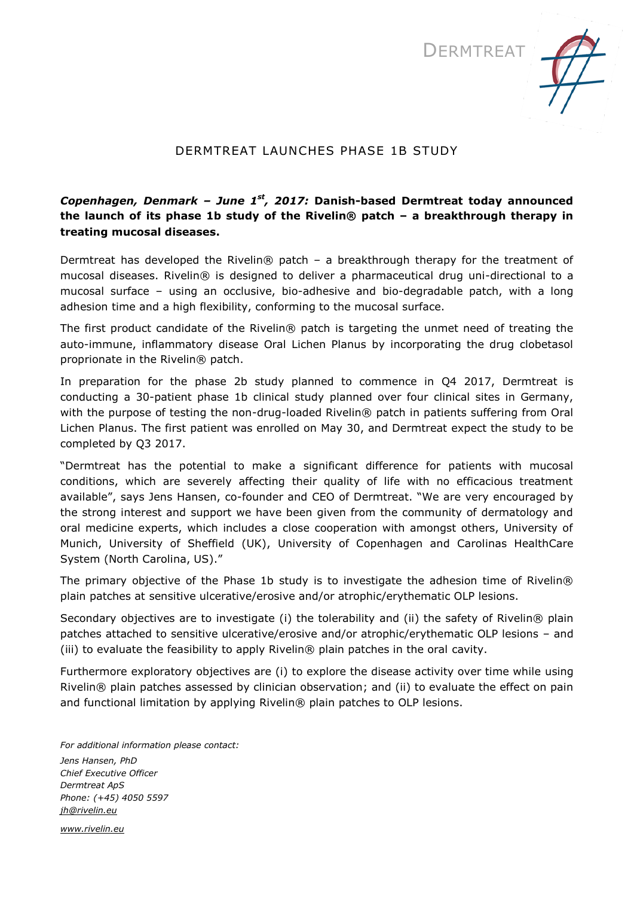DERMTREAT

# DERMTREAT LAUNCHES PHASE 1B STUDY

***Copenhagen, Denmark – June 1st, 2017:*** **Danish-based Dermtreat today announced the launch of its phase 1b study of the Rivelin® patch – a breakthrough therapy in treating mucosal diseases.**

Dermtreat has developed the Rivelin® patch – a breakthrough therapy for the treatment of mucosal diseases. Rivelin® is designed to deliver a pharmaceutical drug uni-directional to a mucosal surface – using an occlusive, bio-adhesive and bio-degradable patch, with a long adhesion time and a high flexibility, conforming to the mucosal surface.

The first product candidate of the Rivelin® patch is targeting the unmet need of treating the auto-immune, inflammatory disease Oral Lichen Planus by incorporating the drug clobetasol proprinonate in the Rivelin® patch.

In preparation for the phase 2b study planned to commence in Q4 2017, Dermtreat is conducting a 30-patient phase 1b clinical study planned over four clinical sites in Germany, with the purpose of testing the non-drug-loaded Rivelin® patch in patients suffering from Oral Lichen Planus. The first patient was enrolled on May 30, and Dermtreat expect the study to be completed by Q3 2017.

"Dermtreat has the potential to make a significant difference for patients with mucosal conditions, which are severely affecting their quality of life with no efficacious treatment available", says Jens Hansen, co-founder and CEO of Dermtreat. "We are very encouraged by the strong interest and support we have been given from the community of dermatology and oral medicine experts, which includes a close cooperation with amongst others, University of Munich, University of Sheffield (UK), University of Copenhagen and Carolinas HealthCare System (North Carolina, US)."

The primary objective of the Phase 1b study is to investigate the adhesion time of Rivelin® plain patches at sensitive ulcerative/erosive and/or atrophic/erythematic OLP lesions.

Secondary objectives are to investigate (i) the tolerability and (ii) the safety of Rivelin® plain patches attached to sensitive ulcerative/erosive and/or atrophic/erythematic OLP lesions – and (iii) to evaluate the feasibility to apply Rivelin® plain patches in the oral cavity.

Furthermore exploratory objectives are (i) to explore the disease activity over time while using Rivelin® plain patches assessed by clinician observation; and (ii) to evaluate the effect on pain and functional limitation by applying Rivelin® plain patches to OLP lesions.

*For additional information please contact:*

*Jens Hansen, PhD*
*Chief Executive Officer*
*Dermtreat ApS*
*Phone: (+45) 4050 5597*
*jh@rivelin.eu*

*www.rivelin.eu*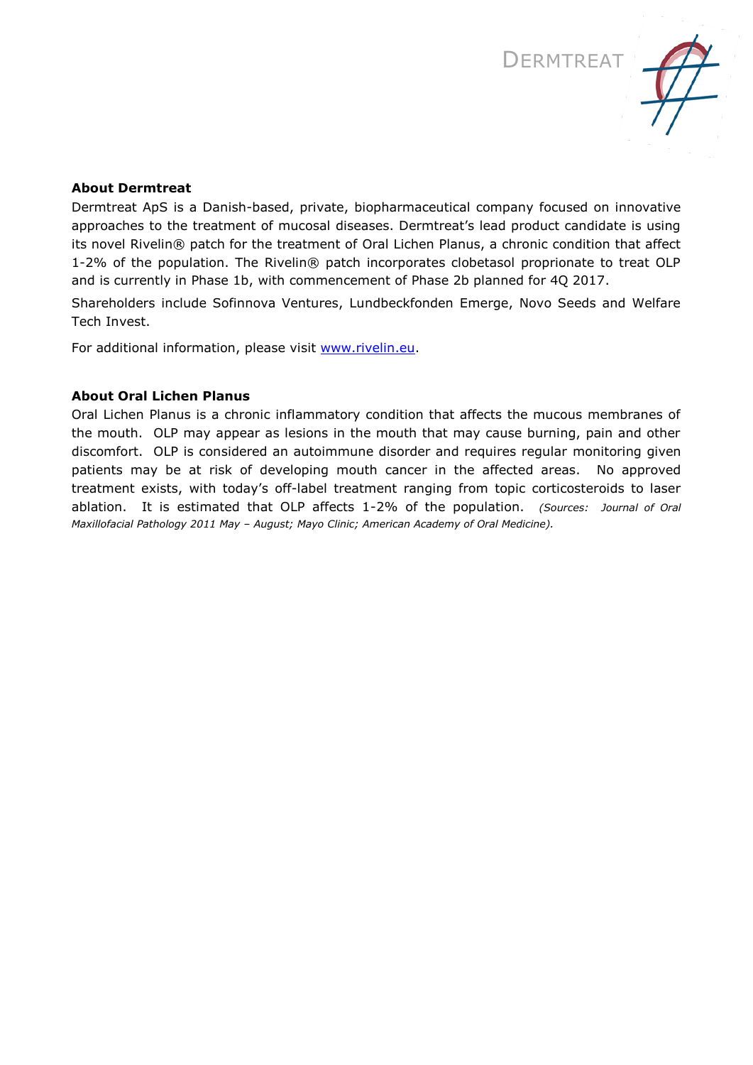**About Dermtreat**

Dermtreat ApS is a Danish-based, private, biopharmaceutical company focused on innovative approaches to the treatment of mucosal diseases. Dermtreat's lead product candidate is using its novel Rivelin® patch for the treatment of Oral Lichen Planus, a chronic condition that affect 1-2% of the population. The Rivelin® patch incorporates clobetasol proprionate to treat OLP and is currently in Phase 1b, with commencement of Phase 2b planned for 4Q 2017.

Shareholders include Sofinnova Ventures, Lundbeckfonden Emerge, Novo Seeds and Welfare Tech Invest.

For additional information, please visit www.rivelin.eu.

**About Oral Lichen Planus**

Oral Lichen Planus is a chronic inflammatory condition that affects the mucous membranes of the mouth. OLP may appear as lesions in the mouth that may cause burning, pain and other discomfort. OLP is considered an autoimmune disorder and requires regular monitoring given patients may be at risk of developing mouth cancer in the affected areas. No approved treatment exists, with today's off-label treatment ranging from topic corticosteroids to laser ablation. It is estimated that OLP affects 1-2% of the population. *(Sources: Journal of Oral Maxillofacial Pathology 2011 May – August; Mayo Clinic; American Academy of Oral Medicine).*